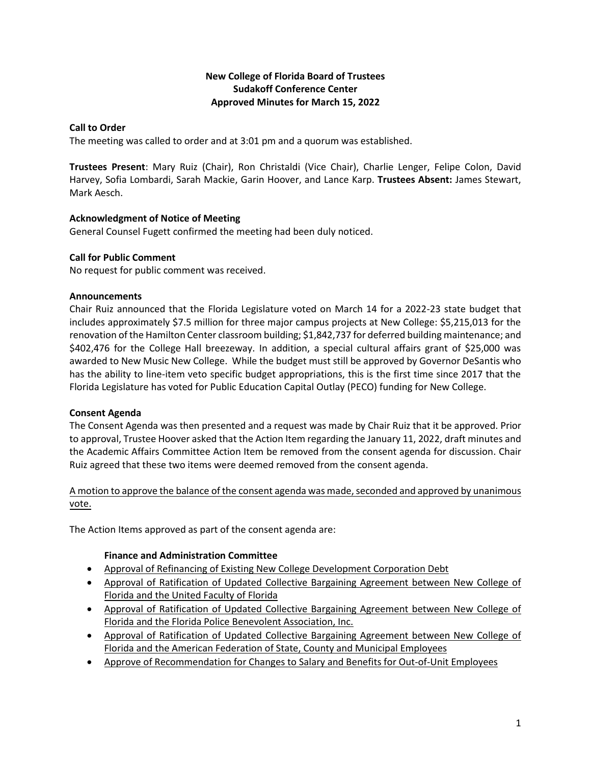# New College of Florida Board of Trustees
## Sudakoff Conference Center
## Approved Minutes for March 15, 2022

**Call to Order**

The meeting was called to order and at 3:01 pm and a quorum was established.

**Trustees Present**: Mary Ruiz (Chair), Ron Christaldi (Vice Chair), Charlie Lenger, Felipe Colon, David Harvey, Sofia Lombardi, Sarah Mackie, Garin Hoover, and Lance Karp. **Trustees Absent:** James Stewart, Mark Aesch.

**Acknowledgment of Notice of Meeting**

General Counsel Fugett confirmed the meeting had been duly noticed.

**Call for Public Comment**

No request for public comment was received.

**Announcements**

Chair Ruiz announced that the Florida Legislature voted on March 14 for a 2022-23 state budget that includes approximately $7.5 million for three major campus projects at New College: $5,215,013 for the renovation of the Hamilton Center classroom building; $1,842,737 for deferred building maintenance; and $402,476 for the College Hall breezeway. In addition, a special cultural affairs grant of $25,000 was awarded to New Music New College. While the budget must still be approved by Governor DeSantis who has the ability to line-item veto specific budget appropriations, this is the first time since 2017 that the Florida Legislature has voted for Public Education Capital Outlay (PECO) funding for New College.

**Consent Agenda**

The Consent Agenda was then presented and a request was made by Chair Ruiz that it be approved. Prior to approval, Trustee Hoover asked that the Action Item regarding the January 11, 2022, draft minutes and the Academic Affairs Committee Action Item be removed from the consent agenda for discussion. Chair Ruiz agreed that these two items were deemed removed from the consent agenda.

<u>A motion to approve the balance of the consent agenda was made, seconded and approved by unanimous vote.</u>

The Action Items approved as part of the consent agenda are:

**Finance and Administration Committee**

- <u>Approval of Refinancing of Existing New College Development Corporation Debt</u>
- <u>Approval of Ratification of Updated Collective Bargaining Agreement between New College of Florida and the United Faculty of Florida</u>
- <u>Approval of Ratification of Updated Collective Bargaining Agreement between New College of Florida and the Florida Police Benevolent Association, Inc.</u>
- <u>Approval of Ratification of Updated Collective Bargaining Agreement between New College of Florida and the American Federation of State, County and Municipal Employees</u>
- <u>Approve of Recommendation for Changes to Salary and Benefits for Out-of-Unit Employees</u>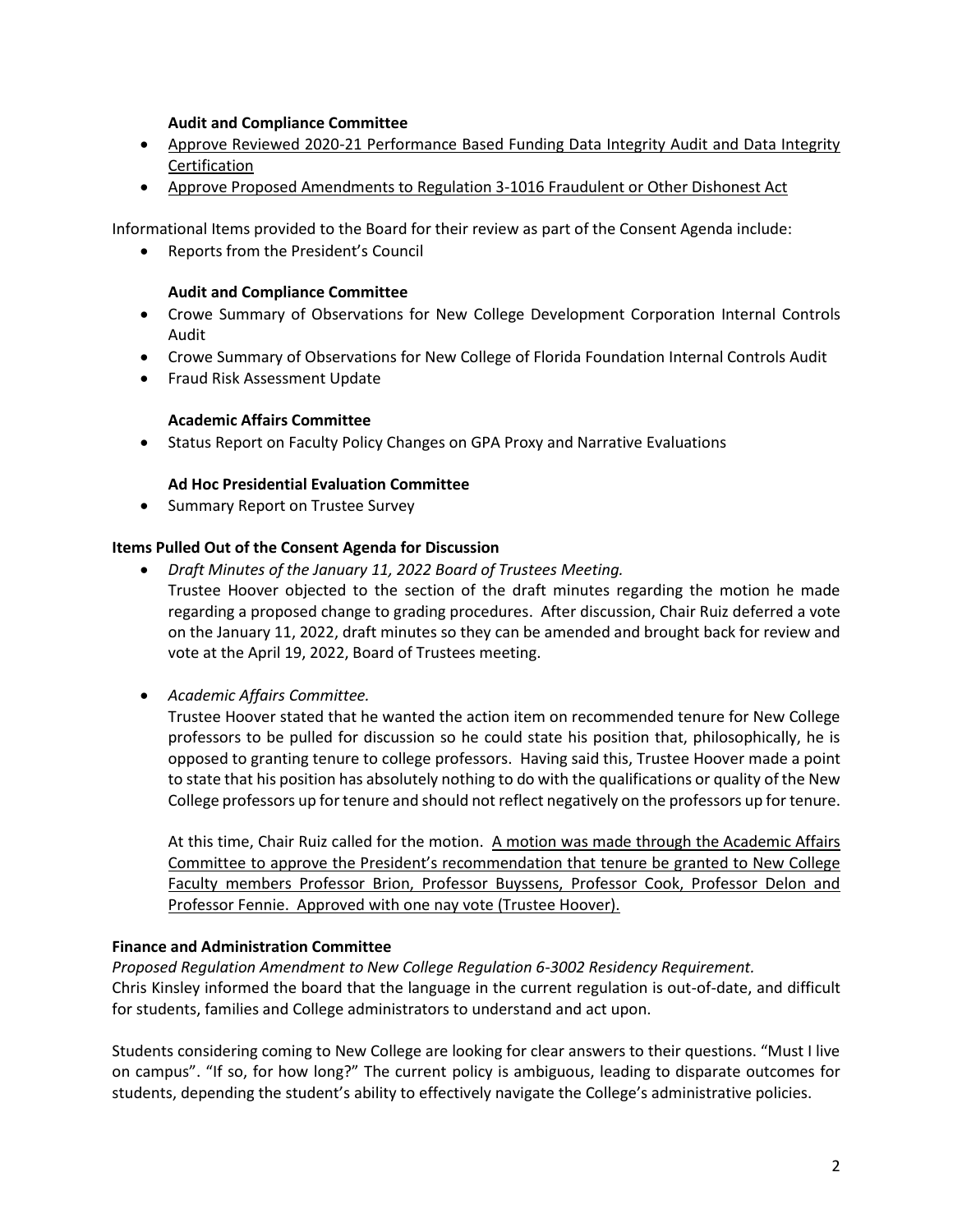**Audit and Compliance Committee**

- <u>Approve Reviewed 2020-21 Performance Based Funding Data Integrity Audit and Data Integrity Certification</u>
- <u>Approve Proposed Amendments to Regulation 3-1016 Fraudulent or Other Dishonest Act</u>

Informational Items provided to the Board for their review as part of the Consent Agenda include:

- Reports from the President's Council

**Audit and Compliance Committee**

- Crowe Summary of Observations for New College Development Corporation Internal Controls Audit
- Crowe Summary of Observations for New College of Florida Foundation Internal Controls Audit
- Fraud Risk Assessment Update

**Academic Affairs Committee**

- Status Report on Faculty Policy Changes on GPA Proxy and Narrative Evaluations

**Ad Hoc Presidential Evaluation Committee**

- Summary Report on Trustee Survey

**Items Pulled Out of the Consent Agenda for Discussion**

- *Draft Minutes of the January 11, 2022 Board of Trustees Meeting.*
  Trustee Hoover objected to the section of the draft minutes regarding the motion he made regarding a proposed change to grading procedures. After discussion, Chair Ruiz deferred a vote on the January 11, 2022, draft minutes so they can be amended and brought back for review and vote at the April 19, 2022, Board of Trustees meeting.

- *Academic Affairs Committee.*
  Trustee Hoover stated that he wanted the action item on recommended tenure for New College professors to be pulled for discussion so he could state his position that, philosophically, he is opposed to granting tenure to college professors. Having said this, Trustee Hoover made a point to state that his position has absolutely nothing to do with the qualifications or quality of the New College professors up for tenure and should not reflect negatively on the professors up for tenure.

  At this time, Chair Ruiz called for the motion. <u>A motion was made through the Academic Affairs Committee to approve the President's recommendation that tenure be granted to New College Faculty members Professor Brion, Professor Buyssens, Professor Cook, Professor Delon and Professor Fennie. Approved with one nay vote (Trustee Hoover).</u>

**Finance and Administration Committee**

*Proposed Regulation Amendment to New College Regulation 6-3002 Residency Requirement.*
Chris Kinsley informed the board that the language in the current regulation is out-of-date, and difficult for students, families and College administrators to understand and act upon.

Students considering coming to New College are looking for clear answers to their questions. "Must I live on campus". "If so, for how long?" The current policy is ambiguous, leading to disparate outcomes for students, depending the student's ability to effectively navigate the College's administrative policies.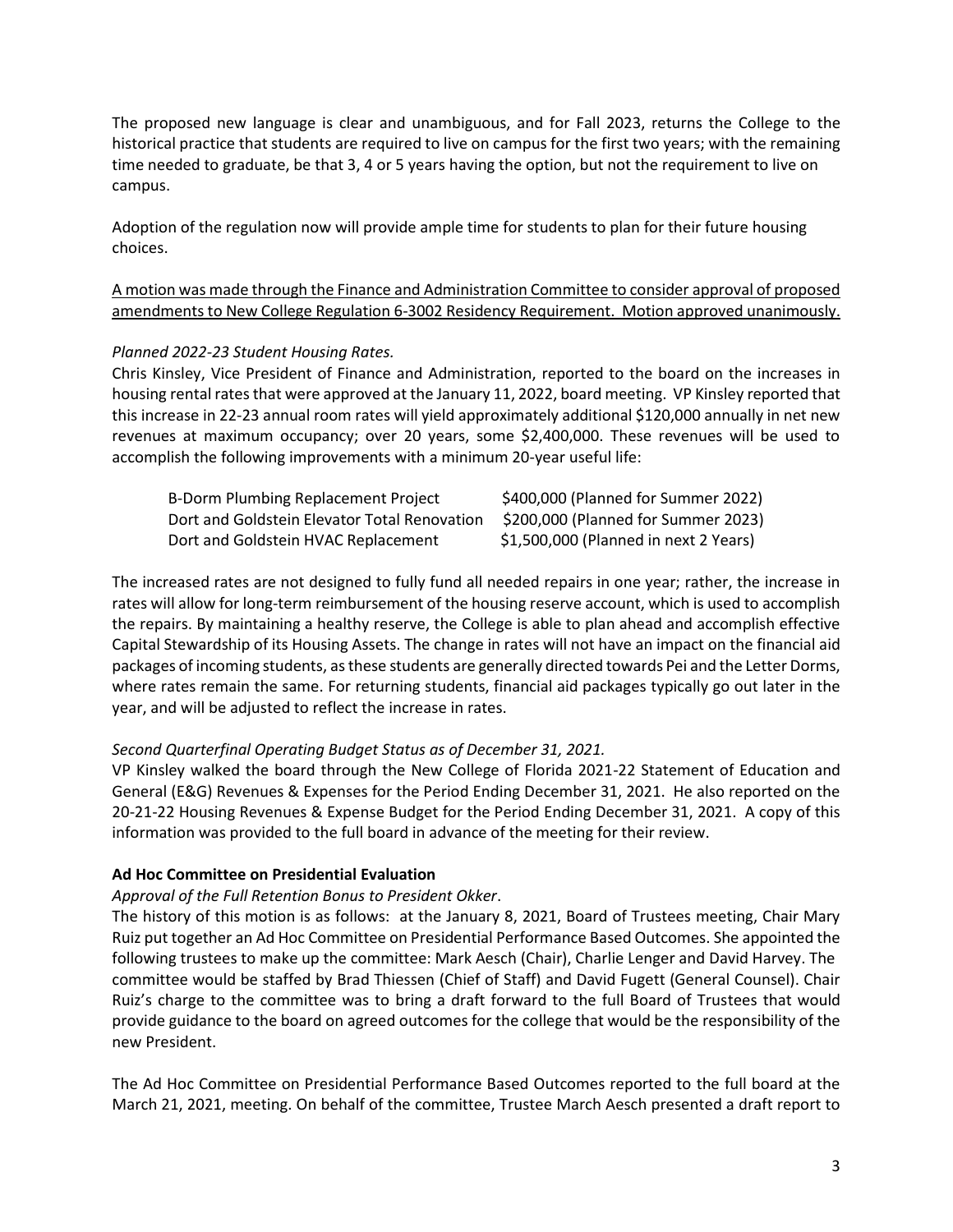The proposed new language is clear and unambiguous, and for Fall 2023, returns the College to the historical practice that students are required to live on campus for the first two years; with the remaining time needed to graduate, be that 3, 4 or 5 years having the option, but not the requirement to live on campus.

Adoption of the regulation now will provide ample time for students to plan for their future housing choices.

<u>A motion was made through the Finance and Administration Committee to consider approval of proposed amendments to New College Regulation 6-3002 Residency Requirement. Motion approved unanimously.</u>

*Planned 2022-23 Student Housing Rates.*
Chris Kinsley, Vice President of Finance and Administration, reported to the board on the increases in housing rental rates that were approved at the January 11, 2022, board meeting. VP Kinsley reported that this increase in 22-23 annual room rates will yield approximately additional $120,000 annually in net new revenues at maximum occupancy; over 20 years, some $2,400,000. These revenues will be used to accomplish the following improvements with a minimum 20-year useful life:

| | |
|---|---|
| B-Dorm Plumbing Replacement Project | $400,000 (Planned for Summer 2022) |
| Dort and Goldstein Elevator Total Renovation | $200,000 (Planned for Summer 2023) |
| Dort and Goldstein HVAC Replacement | $1,500,000 (Planned in next 2 Years) |

The increased rates are not designed to fully fund all needed repairs in one year; rather, the increase in rates will allow for long-term reimbursement of the housing reserve account, which is used to accomplish the repairs. By maintaining a healthy reserve, the College is able to plan ahead and accomplish effective Capital Stewardship of its Housing Assets. The change in rates will not have an impact on the financial aid packages of incoming students, as these students are generally directed towards Pei and the Letter Dorms, where rates remain the same. For returning students, financial aid packages typically go out later in the year, and will be adjusted to reflect the increase in rates.

*Second Quarterfinal Operating Budget Status as of December 31, 2021.*
VP Kinsley walked the board through the New College of Florida 2021-22 Statement of Education and General (E&G) Revenues & Expenses for the Period Ending December 31, 2021. He also reported on the 20-21-22 Housing Revenues & Expense Budget for the Period Ending December 31, 2021. A copy of this information was provided to the full board in advance of the meeting for their review.

**Ad Hoc Committee on Presidential Evaluation**

*Approval of the Full Retention Bonus to President Okker*.
The history of this motion is as follows: at the January 8, 2021, Board of Trustees meeting, Chair Mary Ruiz put together an Ad Hoc Committee on Presidential Performance Based Outcomes. She appointed the following trustees to make up the committee: Mark Aesch (Chair), Charlie Lenger and David Harvey. The committee would be staffed by Brad Thiessen (Chief of Staff) and David Fugett (General Counsel). Chair Ruiz's charge to the committee was to bring a draft forward to the full Board of Trustees that would provide guidance to the board on agreed outcomes for the college that would be the responsibility of the new President.

The Ad Hoc Committee on Presidential Performance Based Outcomes reported to the full board at the March 21, 2021, meeting. On behalf of the committee, Trustee March Aesch presented a draft report to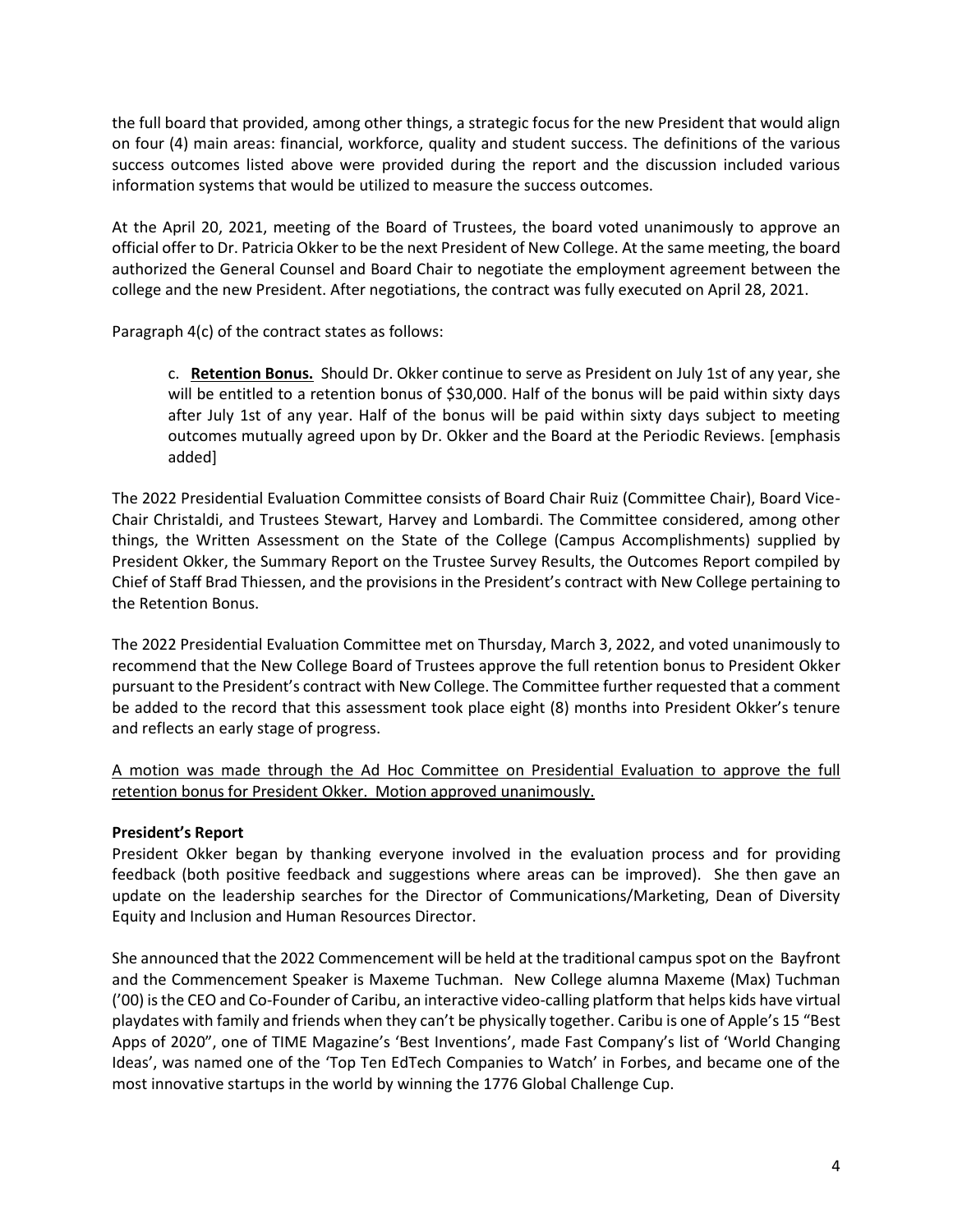the full board that provided, among other things, a strategic focus for the new President that would align on four (4) main areas: financial, workforce, quality and student success. The definitions of the various success outcomes listed above were provided during the report and the discussion included various information systems that would be utilized to measure the success outcomes.

At the April 20, 2021, meeting of the Board of Trustees, the board voted unanimously to approve an official offer to Dr. Patricia Okker to be the next President of New College. At the same meeting, the board authorized the General Counsel and Board Chair to negotiate the employment agreement between the college and the new President. After negotiations, the contract was fully executed on April 28, 2021.

Paragraph 4(c) of the contract states as follows:

> c. **Retention Bonus.** Should Dr. Okker continue to serve as President on July 1st of any year, she will be entitled to a retention bonus of $30,000. Half of the bonus will be paid within sixty days after July 1st of any year. Half of the bonus will be paid within sixty days subject to meeting outcomes mutually agreed upon by Dr. Okker and the Board at the Periodic Reviews. [emphasis added]

The 2022 Presidential Evaluation Committee consists of Board Chair Ruiz (Committee Chair), Board Vice-Chair Christaldi, and Trustees Stewart, Harvey and Lombardi. The Committee considered, among other things, the Written Assessment on the State of the College (Campus Accomplishments) supplied by President Okker, the Summary Report on the Trustee Survey Results, the Outcomes Report compiled by Chief of Staff Brad Thiessen, and the provisions in the President's contract with New College pertaining to the Retention Bonus.

The 2022 Presidential Evaluation Committee met on Thursday, March 3, 2022, and voted unanimously to recommend that the New College Board of Trustees approve the full retention bonus to President Okker pursuant to the President's contract with New College. The Committee further requested that a comment be added to the record that this assessment took place eight (8) months into President Okker's tenure and reflects an early stage of progress.

<u>A motion was made through the Ad Hoc Committee on Presidential Evaluation to approve the full retention bonus for President Okker. Motion approved unanimously.</u>

**President's Report**

President Okker began by thanking everyone involved in the evaluation process and for providing feedback (both positive feedback and suggestions where areas can be improved). She then gave an update on the leadership searches for the Director of Communications/Marketing, Dean of Diversity Equity and Inclusion and Human Resources Director.

She announced that the 2022 Commencement will be held at the traditional campus spot on the Bayfront and the Commencement Speaker is Maxeme Tuchman. New College alumna Maxeme (Max) Tuchman ('00) is the CEO and Co-Founder of Caribu, an interactive video-calling platform that helps kids have virtual playdates with family and friends when they can't be physically together. Caribu is one of Apple's 15 "Best Apps of 2020", one of TIME Magazine's 'Best Inventions', made Fast Company's list of 'World Changing Ideas', was named one of the 'Top Ten EdTech Companies to Watch' in Forbes, and became one of the most innovative startups in the world by winning the 1776 Global Challenge Cup.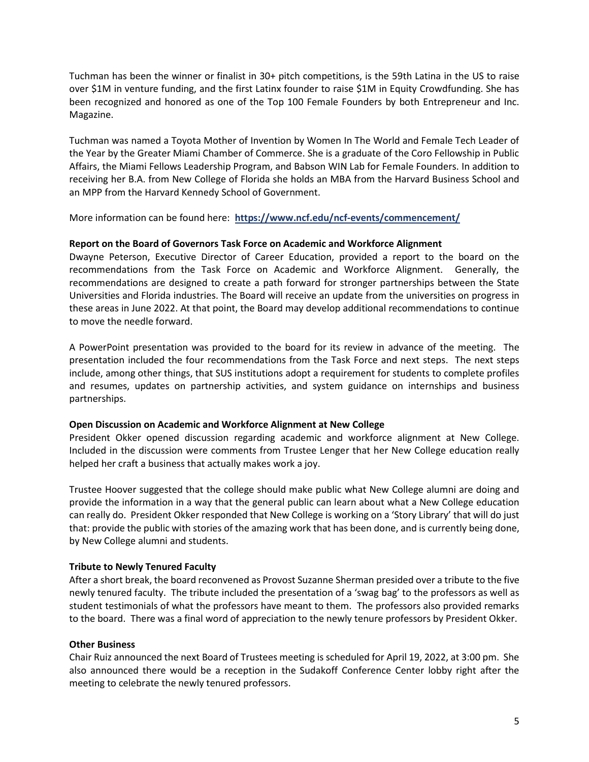Tuchman has been the winner or finalist in 30+ pitch competitions, is the 59th Latina in the US to raise over $1M in venture funding, and the first Latinx founder to raise $1M in Equity Crowdfunding. She has been recognized and honored as one of the Top 100 Female Founders by both Entrepreneur and Inc. Magazine.

Tuchman was named a Toyota Mother of Invention by Women In The World and Female Tech Leader of the Year by the Greater Miami Chamber of Commerce. She is a graduate of the Coro Fellowship in Public Affairs, the Miami Fellows Leadership Program, and Babson WIN Lab for Female Founders. In addition to receiving her B.A. from New College of Florida she holds an MBA from the Harvard Business School and an MPP from the Harvard Kennedy School of Government.

More information can be found here: **https://www.ncf.edu/ncf-events/commencement/**

**Report on the Board of Governors Task Force on Academic and Workforce Alignment**
Dwayne Peterson, Executive Director of Career Education, provided a report to the board on the recommendations from the Task Force on Academic and Workforce Alignment. Generally, the recommendations are designed to create a path forward for stronger partnerships between the State Universities and Florida industries. The Board will receive an update from the universities on progress in these areas in June 2022. At that point, the Board may develop additional recommendations to continue to move the needle forward.

A PowerPoint presentation was provided to the board for its review in advance of the meeting. The presentation included the four recommendations from the Task Force and next steps. The next steps include, among other things, that SUS institutions adopt a requirement for students to complete profiles and resumes, updates on partnership activities, and system guidance on internships and business partnerships.

**Open Discussion on Academic and Workforce Alignment at New College**
President Okker opened discussion regarding academic and workforce alignment at New College. Included in the discussion were comments from Trustee Lenger that her New College education really helped her craft a business that actually makes work a joy.

Trustee Hoover suggested that the college should make public what New College alumni are doing and provide the information in a way that the general public can learn about what a New College education can really do. President Okker responded that New College is working on a 'Story Library' that will do just that: provide the public with stories of the amazing work that has been done, and is currently being done, by New College alumni and students.

**Tribute to Newly Tenured Faculty**
After a short break, the board reconvened as Provost Suzanne Sherman presided over a tribute to the five newly tenured faculty. The tribute included the presentation of a 'swag bag' to the professors as well as student testimonials of what the professors have meant to them. The professors also provided remarks to the board. There was a final word of appreciation to the newly tenure professors by President Okker.

**Other Business**
Chair Ruiz announced the next Board of Trustees meeting is scheduled for April 19, 2022, at 3:00 pm. She also announced there would be a reception in the Sudakoff Conference Center lobby right after the meeting to celebrate the newly tenured professors.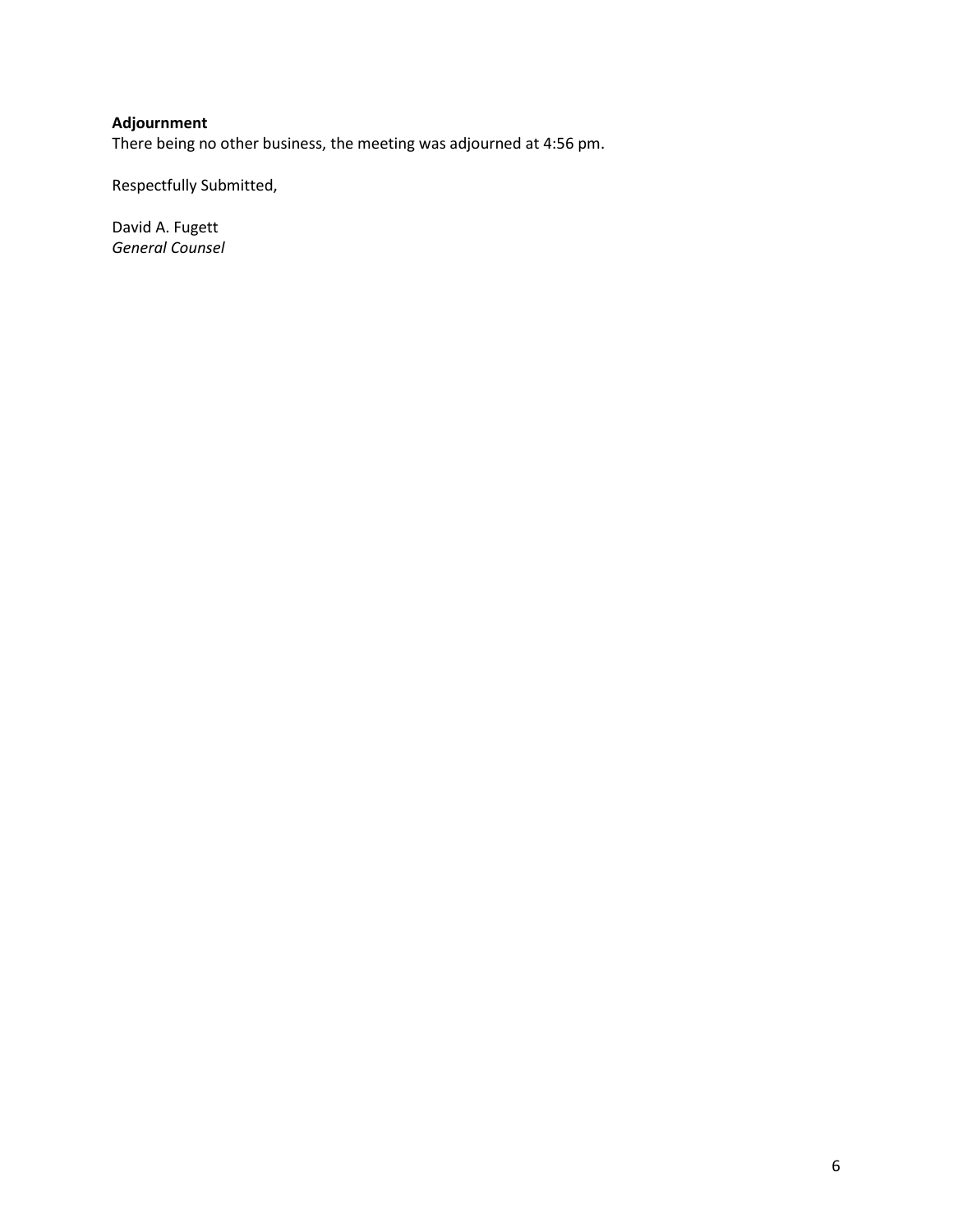**Adjournment**
There being no other business, the meeting was adjourned at 4:56 pm.

Respectfully Submitted,

David A. Fugett
*General Counsel*